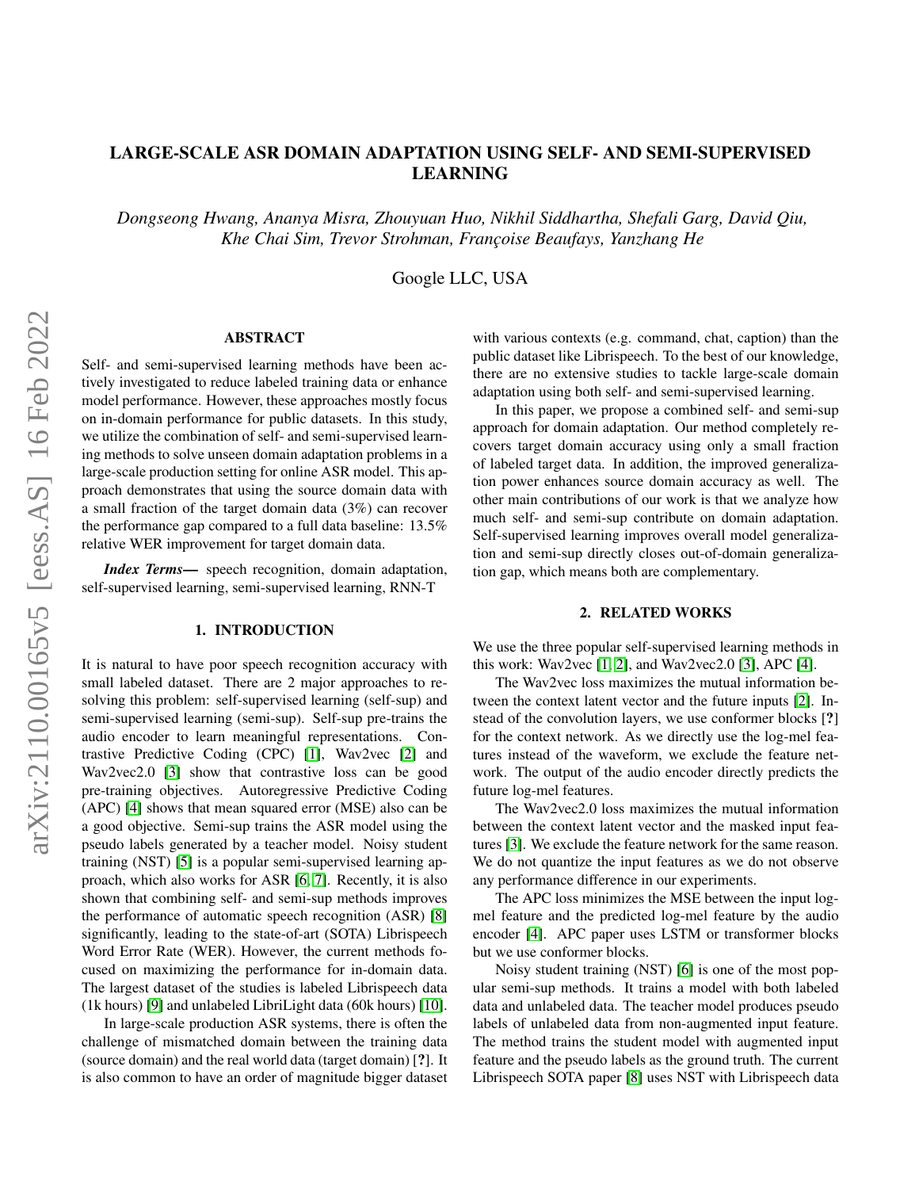# LARGE-SCALE ASR DOMAIN ADAPTATION USING SELF- AND SEMI-SUPERVISED LEARNING

*Dongseong Hwang, Ananya Misra, Zhouyuan Huo, Nikhil Siddhartha, Shefali Garg, David Qiu, Khe Chai Sim, Trevor Strohman, Françoise Beaufays, Yanzhang He*

Google LLC, USA

## ABSTRACT

Self- and semi-supervised learning methods have been actively investigated to reduce labeled training data or enhance model performance. However, these approaches mostly focus on in-domain performance for public datasets. In this study, we utilize the combination of self- and semi-supervised learning methods to solve unseen domain adaptation problems in a large-scale production setting for online ASR model. This approach demonstrates that using the source domain data with a small fraction of the target domain data (3%) can recover the performance gap compared to a full data baseline: 13.5% relative WER improvement for target domain data.

***Index Terms***— speech recognition, domain adaptation, self-supervised learning, semi-supervised learning, RNN-T

## 1. INTRODUCTION

It is natural to have poor speech recognition accuracy with small labeled dataset. There are 2 major approaches to resolving this problem: self-supervised learning (self-sup) and semi-supervised learning (semi-sup). Self-sup pre-trains the audio encoder to learn meaningful representations. Contrastive Predictive Coding (CPC) [1], Wav2vec [2] and Wav2vec2.0 [3] show that contrastive loss can be good pre-training objectives. Autoregressive Predictive Coding (APC) [4] shows that mean squared error (MSE) also can be a good objective. Semi-sup trains the ASR model using the pseudo labels generated by a teacher model. Noisy student training (NST) [5] is a popular semi-supervised learning approach, which also works for ASR [6, 7]. Recently, it is also shown that combining self- and semi-sup methods improves the performance of automatic speech recognition (ASR) [8] significantly, leading to the state-of-art (SOTA) Librispeech Word Error Rate (WER). However, the current methods focused on maximizing the performance for in-domain data. The largest dataset of the studies is labeled Librispeech data (1k hours) [9] and unlabeled LibriLight data (60k hours) [10].

In large-scale production ASR systems, there is often the challenge of mismatched domain between the training data (source domain) and the real world data (target domain) [**?**]. It is also common to have an order of magnitude bigger dataset with various contexts (e.g. command, chat, caption) than the public dataset like Librispeech. To the best of our knowledge, there are no extensive studies to tackle large-scale domain adaptation using both self- and semi-supervised learning.

In this paper, we propose a combined self- and semi-sup approach for domain adaptation. Our method completely recovers target domain accuracy using only a small fraction of labeled target data. In addition, the improved generalization power enhances source domain accuracy as well. The other main contributions of our work is that we analyze how much self- and semi-sup contribute on domain adaptation. Self-supervised learning improves overall model generalization and semi-sup directly closes out-of-domain generalization gap, which means both are complementary.

## 2. RELATED WORKS

We use the three popular self-supervised learning methods in this work: Wav2vec [1, 2], and Wav2vec2.0 [3], APC [4].

The Wav2vec loss maximizes the mutual information between the context latent vector and the future inputs [2]. Instead of the convolution layers, we use conformer blocks [**?**] for the context network. As we directly use the log-mel features instead of the waveform, we exclude the feature network. The output of the audio encoder directly predicts the future log-mel features.

The Wav2vec2.0 loss maximizes the mutual information between the context latent vector and the masked input features [3]. We exclude the feature network for the same reason. We do not quantize the input features as we do not observe any performance difference in our experiments.

The APC loss minimizes the MSE between the input log-mel feature and the predicted log-mel feature by the audio encoder [4]. APC paper uses LSTM or transformer blocks but we use conformer blocks.

Noisy student training (NST) [6] is one of the most popular semi-sup methods. It trains a model with both labeled data and unlabeled data. The teacher model produces pseudo labels of unlabeled data from non-augmented input feature. The method trains the student model with augmented input feature and the pseudo labels as the ground truth. The current Librispeech SOTA paper [8] uses NST with Librispeech data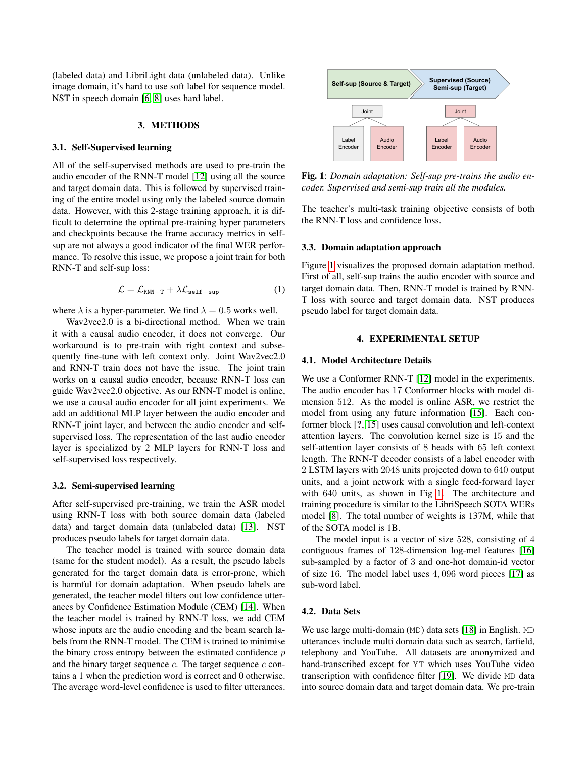(labeled data) and LibriLight data (unlabeled data). Unlike image domain, it's hard to use soft label for sequence model. NST in speech domain [6, 8] uses hard label.

## 3. METHODS

### 3.1. Self-Supervised learning

All of the self-supervised methods are used to pre-train the audio encoder of the RNN-T model [12] using all the source and target domain data. This is followed by supervised training of the entire model using only the labeled source domain data. However, with this 2-stage training approach, it is difficult to determine the optimal pre-training hyper parameters and checkpoints because the frame accuracy metrics in self-sup are not always a good indicator of the final WER performance. To resolve this issue, we propose a joint train for both RNN-T and self-sup loss:

$$\mathcal{L} = \mathcal{L}_{\texttt{RNN-T}} + \lambda \mathcal{L}_{\texttt{self-sup}} \quad (1)$$

where $\lambda$ is a hyper-parameter. We find $\lambda = 0.5$ works well.

Wav2vec2.0 is a bi-directional method. When we train it with a causal audio encoder, it does not converge. Our workaround is to pre-train with right context and subsequently fine-tune with left context only. Joint Wav2vec2.0 and RNN-T train does not have the issue. The joint train works on a causal audio encoder, because RNN-T loss can guide Wav2vec2.0 objective. As our RNN-T model is online, we use a causal audio encoder for all joint experiments. We add an additional MLP layer between the audio encoder and RNN-T joint layer, and between the audio encoder and self-supervised loss. The representation of the last audio encoder layer is specialized by 2 MLP layers for RNN-T loss and self-supervised loss respectively.

### 3.2. Semi-supervised learning

After self-supervised pre-training, we train the ASR model using RNN-T loss with both source domain data (labeled data) and target domain data (unlabeled data) [13]. NST produces pseudo labels for target domain data.

The teacher model is trained with source domain data (same for the student model). As a result, the pseudo labels generated for the target domain data is error-prone, which is harmful for domain adaptation. When pseudo labels are generated, the teacher model filters out low confidence utterances by Confidence Estimation Module (CEM) [14]. When the teacher model is trained by RNN-T loss, we add CEM whose inputs are the audio encoding and the beam search labels from the RNN-T model. The CEM is trained to minimise the binary cross entropy between the estimated confidence $p$ and the binary target sequence $c$. The target sequence $c$ contains a 1 when the prediction word is correct and 0 otherwise. The average word-level confidence is used to filter utterances.

Self-sup (Source & Target) → Supervised (Source) Semi-sup (Target)

| Joint | | Joint | |
|---|---|---|---|
| Label Encoder | Audio Encoder | Label Encoder | Audio Encoder |

**Fig. 1**: *Domain adaptation: Self-sup pre-trains the audio encoder. Supervised and semi-sup train all the modules.*

The teacher's multi-task training objective consists of both the RNN-T loss and confidence loss.

### 3.3. Domain adaptation approach

Figure 1 visualizes the proposed domain adaptation method. First of all, self-sup trains the audio encoder with source and target domain data. Then, RNN-T model is trained by RNN-T loss with source and target domain data. NST produces pseudo label for target domain data.

## 4. EXPERIMENTAL SETUP

### 4.1. Model Architecture Details

We use a Conformer RNN-T [12] model in the experiments. The audio encoder has 17 Conformer blocks with model dimension 512. As the model is online ASR, we restrict the model from using any future information [15]. Each conformer block [?, 15] uses causal convolution and left-context attention layers. The convolution kernel size is 15 and the self-attention layer consists of 8 heads with 65 left context length. The RNN-T decoder consists of a label encoder with 2 LSTM layers with 2048 units projected down to 640 output units, and a joint network with a single feed-forward layer with 640 units, as shown in Fig 1. The architecture and training procedure is similar to the LibriSpeech SOTA WERs model [8]. The total number of weights is 137M, while that of the SOTA model is 1B.

The model input is a vector of size 528, consisting of 4 contiguous frames of 128-dimension log-mel features [16] sub-sampled by a factor of 3 and one-hot domain-id vector of size 16. The model label uses 4,096 word pieces [17] as sub-word label.

### 4.2. Data Sets

We use large multi-domain (MD) data sets [18] in English. MD utterances include multi domain data such as search, farfield, telephony and YouTube. All datasets are anonymized and hand-transcribed except for YT which uses YouTube video transcription with confidence filter [19]. We divide MD data into source domain data and target domain data. We pre-train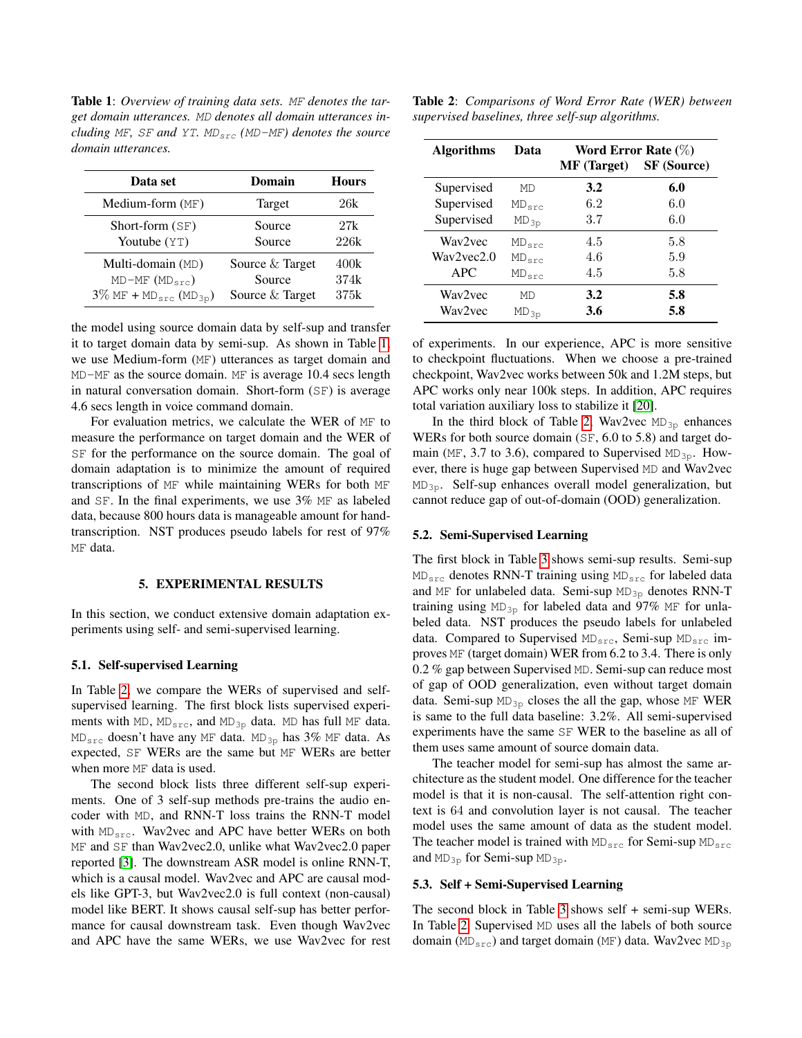**Table 1**: *Overview of training data sets.* MF *denotes the target domain utterances.* MD *denotes all domain utterances including* MF*,* SF *and* YT*.* $MD_{src}$ *(*MD−MF*) denotes the source domain utterances.*

| Data set | Domain | Hours |
|---|---|---|
| Medium-form (MF) | Target | 26k |
| Short-form (SF) | Source | 27k |
| Youtube (YT) | Source | 226k |
| Multi-domain (MD) | Source & Target | 400k |
| MD−MF ($MD_{src}$) | Source | 374k |
| 3% MF + $MD_{src}$ ($MD_{3p}$) | Source & Target | 375k |

the model using source domain data by self-sup and transfer it to target domain data by semi-sup. As shown in Table 1, we use Medium-form (MF) utterances as target domain and MD−MF as the source domain. MF is average 10.4 secs length in natural conversation domain. Short-form (SF) is average 4.6 secs length in voice command domain.

For evaluation metrics, we calculate the WER of MF to measure the performance on target domain and the WER of SF for the performance on the source domain. The goal of domain adaptation is to minimize the amount of required transcriptions of MF while maintaining WERs for both MF and SF. In the final experiments, we use 3% MF as labeled data, because 800 hours data is manageable amount for hand-transcription. NST produces pseudo labels for rest of 97% MF data.

## 5. EXPERIMENTAL RESULTS

In this section, we conduct extensive domain adaptation experiments using self- and semi-supervised learning.

### 5.1. Self-supervised Learning

In Table 2, we compare the WERs of supervised and self-supervised learning. The first block lists supervised experiments with MD, $MD_{src}$, and $MD_{3p}$ data. MD has full MF data. $MD_{src}$ doesn't have any MF data. $MD_{3p}$ has 3% MF data. As expected, SF WERs are the same but MF WERs are better when more MF data is used.

The second block lists three different self-sup experiments. One of 3 self-sup methods pre-trains the audio encoder with MD, and RNN-T loss trains the RNN-T model with $MD_{src}$. Wav2vec and APC have better WERs on both MF and SF than Wav2vec2.0, unlike what Wav2vec2.0 paper reported [3]. The downstream ASR model is online RNN-T, which is a causal model. Wav2vec and APC are causal models like GPT-3, but Wav2vec2.0 is full context (non-causal) model like BERT. It shows causal self-sup has better performance for causal downstream task. Even though Wav2vec and APC have the same WERs, we use Wav2vec for rest of experiments. In our experience, APC is more sensitive to checkpoint fluctuations. When we choose a pre-trained checkpoint, Wav2vec works between 50k and 1.2M steps, but APC works only near 100k steps. In addition, APC requires total variation auxiliary loss to stabilize it [20].

**Table 2**: *Comparisons of Word Error Rate (WER) between supervised baselines, three self-sup algorithms.*

| Algorithms | Data | Word Error Rate (%) | |
|---|---|---|---|
| | | MF (Target) | SF (Source) |
| Supervised | MD | **3.2** | **6.0** |
| Supervised | $MD_{src}$ | 6.2 | 6.0 |
| Supervised | $MD_{3p}$ | 3.7 | 6.0 |
| Wav2vec | $MD_{src}$ | 4.5 | 5.8 |
| Wav2vec2.0 | $MD_{src}$ | 4.6 | 5.9 |
| APC | $MD_{src}$ | 4.5 | 5.8 |
| Wav2vec | MD | **3.2** | **5.8** |
| Wav2vec | $MD_{3p}$ | **3.6** | **5.8** |

In the third block of Table 2, Wav2vec $MD_{3p}$ enhances WERs for both source domain (SF, 6.0 to 5.8) and target domain (MF, 3.7 to 3.6), compared to Supervised $MD_{3p}$. However, there is huge gap between Supervised MD and Wav2vec $MD_{3p}$. Self-sup enhances overall model generalization, but cannot reduce gap of out-of-domain (OOD) generalization.

### 5.2. Semi-Supervised Learning

The first block in Table 3 shows semi-sup results. Semi-sup $MD_{src}$ denotes RNN-T training using $MD_{src}$ for labeled data and MF for unlabeled data. Semi-sup $MD_{3p}$ denotes RNN-T training using $MD_{3p}$ for labeled data and 97% MF for unlabeled data. NST produces the pseudo labels for unlabeled data. Compared to Supervised $MD_{src}$, Semi-sup $MD_{src}$ improves MF (target domain) WER from 6.2 to 3.4. There is only 0.2 % gap between Supervised MD. Semi-sup can reduce most of gap of OOD generalization, even without target domain data. Semi-sup $MD_{3p}$ closes the all the gap, whose MF WER is same to the full data baseline: 3.2%. All semi-supervised experiments have the same SF WER to the baseline as all of them uses same amount of source domain data.

The teacher model for semi-sup has almost the same architecture as the student model. One difference for the teacher model is that it is non-causal. The self-attention right context is 64 and convolution layer is not causal. The teacher model uses the same amount of data as the student model. The teacher model is trained with $MD_{src}$ for Semi-sup $MD_{src}$ and $MD_{3p}$ for Semi-sup $MD_{3p}$.

### 5.3. Self + Semi-Supervised Learning

The second block in Table 3 shows self + semi-sup WERs. In Table 2, Supervised MD uses all the labels of both source domain ($MD_{src}$) and target domain (MF) data. Wav2vec $MD_{3p}$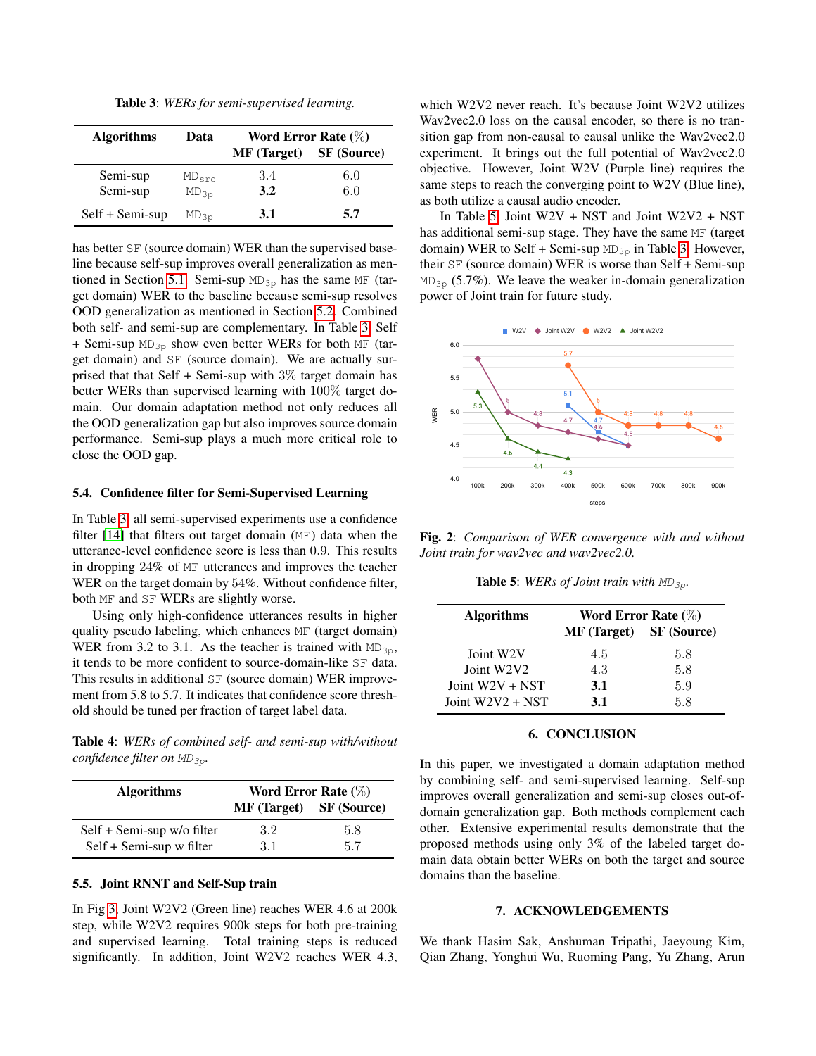**Table 3**: *WERs for semi-supervised learning.*

| Algorithms | Data | Word Error Rate (%) | |
|---|---|---|---|
| | | MF (Target) | SF (Source) |
| Semi-sup | $\mathtt{MD}_{\mathtt{src}}$ | 3.4 | 6.0 |
| Semi-sup | $\mathtt{MD}_{\mathtt{3p}}$ | **3.2** | 6.0 |
| Self + Semi-sup | $\mathtt{MD}_{\mathtt{3p}}$ | **3.1** | **5.7** |

has better SF (source domain) WER than the supervised baseline because self-sup improves overall generalization as mentioned in Section 5.1. Semi-sup $\mathtt{MD}_{\mathtt{3p}}$ has the same MF (target domain) WER to the baseline because semi-sup resolves OOD generalization as mentioned in Section 5.2. Combined both self- and semi-sup are complementary. In Table 3, Self + Semi-sup $\mathtt{MD}_{\mathtt{3p}}$ show even better WERs for both MF (target domain) and SF (source domain). We are actually surprised that that Self + Semi-sup with 3% target domain has better WERs than supervised learning with 100% target domain. Our domain adaptation method not only reduces all the OOD generalization gap but also improves source domain performance. Semi-sup plays a much more critical role to close the OOD gap.

### 5.4. Confidence filter for Semi-Supervised Learning

In Table 3, all semi-supervised experiments use a confidence filter [14] that filters out target domain (MF) data when the utterance-level confidence score is less than 0.9. This results in dropping 24% of MF utterances and improves the teacher WER on the target domain by 54%. Without confidence filter, both MF and SF WERs are slightly worse.

Using only high-confidence utterances results in higher quality pseudo labeling, which enhances MF (target domain) WER from 3.2 to 3.1. As the teacher is trained with $\mathtt{MD}_{\mathtt{3p}}$, it tends to be more confident to source-domain-like SF data. This results in additional SF (source domain) WER improvement from 5.8 to 5.7. It indicates that confidence score threshold should be tuned per fraction of target label data.

**Table 4**: *WERs of combined self- and semi-sup with/without confidence filter on* $\mathtt{MD}_{\mathtt{3p}}$.

| Algorithms | Word Error Rate (%) | |
|---|---|---|
| | MF (Target) | SF (Source) |
| Self + Semi-sup w/o filter | 3.2 | 5.8 |
| Self + Semi-sup w filter | 3.1 | 5.7 |

### 5.5. Joint RNNT and Self-Sup train

In Fig 3, Joint W2V2 (Green line) reaches WER 4.6 at 200k step, while W2V2 requires 900k steps for both pre-training and supervised learning. Total training steps is reduced significantly. In addition, Joint W2V2 reaches WER 4.3, which W2V2 never reach. It's because Joint W2V2 utilizes Wav2vec2.0 loss on the causal encoder, so there is no transition gap from non-causal to causal unlike the Wav2vec2.0 experiment. It brings out the full potential of Wav2vec2.0 objective. However, Joint W2V (Purple line) requires the same steps to reach the converging point to W2V (Blue line), as both utilize a causal audio encoder.

In Table 5, Joint W2V + NST and Joint W2V2 + NST has additional semi-sup stage. They have the same MF (target domain) WER to Self + Semi-sup $\mathtt{MD}_{\mathtt{3p}}$ in Table 3. However, their SF (source domain) WER is worse than Self + Semi-sup $\mathtt{MD}_{\mathtt{3p}}$ (5.7%). We leave the weaker in-domain generalization power of Joint train for future study.

**Fig. 2**: *Comparison of WER convergence with and without Joint train for wav2vec and wav2vec2.0.*

**Table 5**: *WERs of Joint train with* $\mathtt{MD}_{\mathtt{3p}}$.

| Algorithms | Word Error Rate (%) | |
|---|---|---|
| | MF (Target) | SF (Source) |
| Joint W2V | 4.5 | 5.8 |
| Joint W2V2 | 4.3 | 5.8 |
| Joint W2V + NST | **3.1** | 5.9 |
| Joint W2V2 + NST | **3.1** | 5.8 |

## 6. CONCLUSION

In this paper, we investigated a domain adaptation method by combining self- and semi-supervised learning. Self-sup improves overall generalization and semi-sup closes out-of-domain generalization gap. Both methods complement each other. Extensive experimental results demonstrate that the proposed methods using only 3% of the labeled target domain data obtain better WERs on both the target and source domains than the baseline.

## 7. ACKNOWLEDGEMENTS

We thank Hasim Sak, Anshuman Tripathi, Jaeyoung Kim, Qian Zhang, Yonghui Wu, Ruoming Pang, Yu Zhang, Arun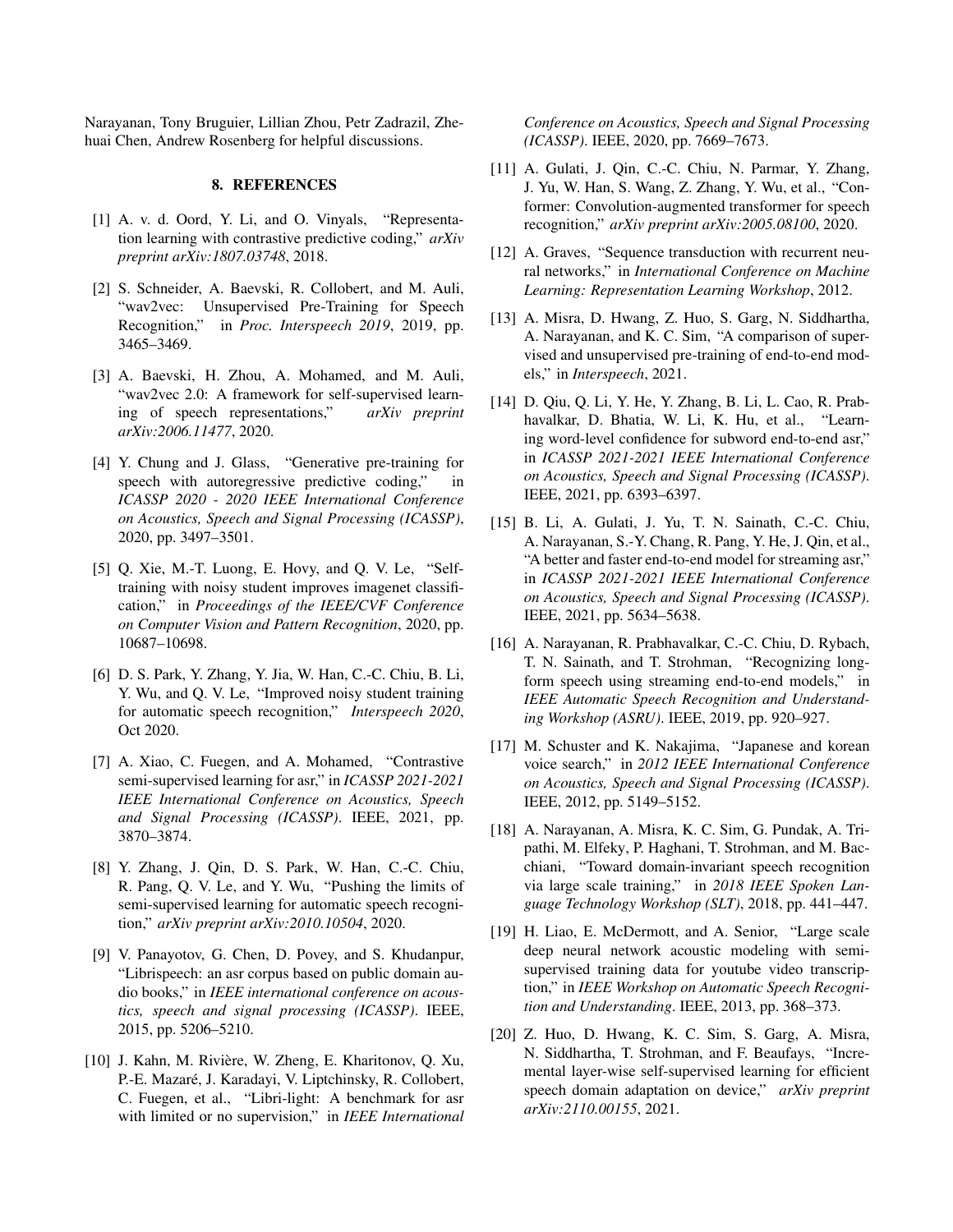Narayanan, Tony Bruguier, Lillian Zhou, Petr Zadrazil, Zhehuai Chen, Andrew Rosenberg for helpful discussions.

## 8. REFERENCES

[1] A. v. d. Oord, Y. Li, and O. Vinyals, "Representation learning with contrastive predictive coding," *arXiv preprint arXiv:1807.03748*, 2018.

[2] S. Schneider, A. Baevski, R. Collobert, and M. Auli, "wav2vec: Unsupervised Pre-Training for Speech Recognition," in *Proc. Interspeech 2019*, 2019, pp. 3465–3469.

[3] A. Baevski, H. Zhou, A. Mohamed, and M. Auli, "wav2vec 2.0: A framework for self-supervised learning of speech representations," *arXiv preprint arXiv:2006.11477*, 2020.

[4] Y. Chung and J. Glass, "Generative pre-training for speech with autoregressive predictive coding," in *ICASSP 2020 - 2020 IEEE International Conference on Acoustics, Speech and Signal Processing (ICASSP)*, 2020, pp. 3497–3501.

[5] Q. Xie, M.-T. Luong, E. Hovy, and Q. V. Le, "Self-training with noisy student improves imagenet classification," in *Proceedings of the IEEE/CVF Conference on Computer Vision and Pattern Recognition*, 2020, pp. 10687–10698.

[6] D. S. Park, Y. Zhang, Y. Jia, W. Han, C.-C. Chiu, B. Li, Y. Wu, and Q. V. Le, "Improved noisy student training for automatic speech recognition," *Interspeech 2020*, Oct 2020.

[7] A. Xiao, C. Fuegen, and A. Mohamed, "Contrastive semi-supervised learning for asr," in *ICASSP 2021-2021 IEEE International Conference on Acoustics, Speech and Signal Processing (ICASSP)*. IEEE, 2021, pp. 3870–3874.

[8] Y. Zhang, J. Qin, D. S. Park, W. Han, C.-C. Chiu, R. Pang, Q. V. Le, and Y. Wu, "Pushing the limits of semi-supervised learning for automatic speech recognition," *arXiv preprint arXiv:2010.10504*, 2020.

[9] V. Panayotov, G. Chen, D. Povey, and S. Khudanpur, "Librispeech: an asr corpus based on public domain audio books," in *IEEE international conference on acoustics, speech and signal processing (ICASSP)*. IEEE, 2015, pp. 5206–5210.

[10] J. Kahn, M. Rivière, W. Zheng, E. Kharitonov, Q. Xu, P.-E. Mazaré, J. Karadayi, V. Liptchinsky, R. Collobert, C. Fuegen, et al., "Libri-light: A benchmark for asr with limited or no supervision," in *IEEE International Conference on Acoustics, Speech and Signal Processing (ICASSP)*. IEEE, 2020, pp. 7669–7673.

[11] A. Gulati, J. Qin, C.-C. Chiu, N. Parmar, Y. Zhang, J. Yu, W. Han, S. Wang, Z. Zhang, Y. Wu, et al., "Conformer: Convolution-augmented transformer for speech recognition," *arXiv preprint arXiv:2005.08100*, 2020.

[12] A. Graves, "Sequence transduction with recurrent neural networks," in *International Conference on Machine Learning: Representation Learning Workshop*, 2012.

[13] A. Misra, D. Hwang, Z. Huo, S. Garg, N. Siddhartha, A. Narayanan, and K. C. Sim, "A comparison of supervised and unsupervised pre-training of end-to-end models," in *Interspeech*, 2021.

[14] D. Qiu, Q. Li, Y. He, Y. Zhang, B. Li, L. Cao, R. Prabhavalkar, D. Bhatia, W. Li, K. Hu, et al., "Learning word-level confidence for subword end-to-end asr," in *ICASSP 2021-2021 IEEE International Conference on Acoustics, Speech and Signal Processing (ICASSP)*. IEEE, 2021, pp. 6393–6397.

[15] B. Li, A. Gulati, J. Yu, T. N. Sainath, C.-C. Chiu, A. Narayanan, S.-Y. Chang, R. Pang, Y. He, J. Qin, et al., "A better and faster end-to-end model for streaming asr," in *ICASSP 2021-2021 IEEE International Conference on Acoustics, Speech and Signal Processing (ICASSP)*. IEEE, 2021, pp. 5634–5638.

[16] A. Narayanan, R. Prabhavalkar, C.-C. Chiu, D. Rybach, T. N. Sainath, and T. Strohman, "Recognizing long-form speech using streaming end-to-end models," in *IEEE Automatic Speech Recognition and Understanding Workshop (ASRU)*. IEEE, 2019, pp. 920–927.

[17] M. Schuster and K. Nakajima, "Japanese and korean voice search," in *2012 IEEE International Conference on Acoustics, Speech and Signal Processing (ICASSP)*. IEEE, 2012, pp. 5149–5152.

[18] A. Narayanan, A. Misra, K. C. Sim, G. Pundak, A. Tripathi, M. Elfeky, P. Haghani, T. Strohman, and M. Bacchiani, "Toward domain-invariant speech recognition via large scale training," in *2018 IEEE Spoken Language Technology Workshop (SLT)*, 2018, pp. 441–447.

[19] H. Liao, E. McDermott, and A. Senior, "Large scale deep neural network acoustic modeling with semi-supervised training data for youtube video transcription," in *IEEE Workshop on Automatic Speech Recognition and Understanding*. IEEE, 2013, pp. 368–373.

[20] Z. Huo, D. Hwang, K. C. Sim, S. Garg, A. Misra, N. Siddhartha, T. Strohman, and F. Beaufays, "Incremental layer-wise self-supervised learning for efficient speech domain adaptation on device," *arXiv preprint arXiv:2110.00155*, 2021.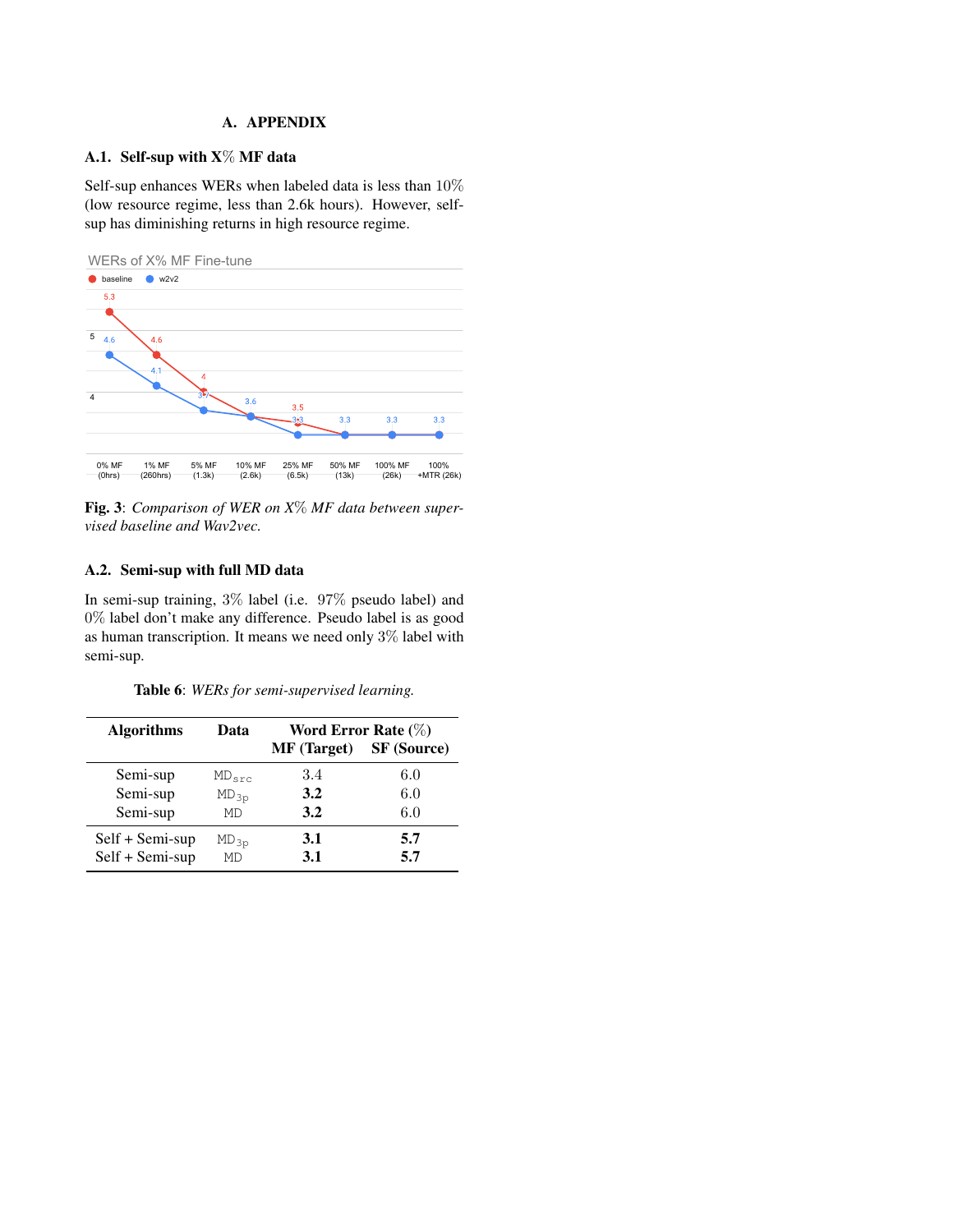# A. APPENDIX

## A.1. Self-sup with X% MF data

Self-sup enhances WERs when labeled data is less than 10% (low resource regime, less than 2.6k hours). However, self-sup has diminishing returns in high resource regime.

WERs of X% MF Fine-tune

baseline
w2v2

5.3
4.6
4.6
4.1
4
3.7
3.6
3.5
3.3
3.3
3.3
3.3

5
4

0% MF (0hrs)
1% MF (260hrs)
5% MF (1.3k)
10% MF (2.6k)
25% MF (6.5k)
50% MF (13k)
100% MF (26k)
100% +MTR (26k)

**Fig. 3**: *Comparison of WER on X% MF data between supervised baseline and Wav2vec.*

## A.2. Semi-sup with full MD data

In semi-sup training, 3% label (i.e. 97% pseudo label) and 0% label don't make any difference. Pseudo label is as good as human transcription. It means we need only 3% label with semi-sup.

**Table 6**: *WERs for semi-supervised learning.*

| Algorithms | Data | Word Error Rate (%) MF (Target) | SF (Source) |
|---|---|---|---|
| Semi-sup | $\text{MD}_{\text{src}}$ | 3.4 | 6.0 |
| Semi-sup | $\text{MD}_{3\text{p}}$ | **3.2** | 6.0 |
| Semi-sup | MD | **3.2** | 6.0 |
| Self + Semi-sup | $\text{MD}_{3\text{p}}$ | **3.1** | **5.7** |
| Self + Semi-sup | MD | **3.1** | **5.7** |